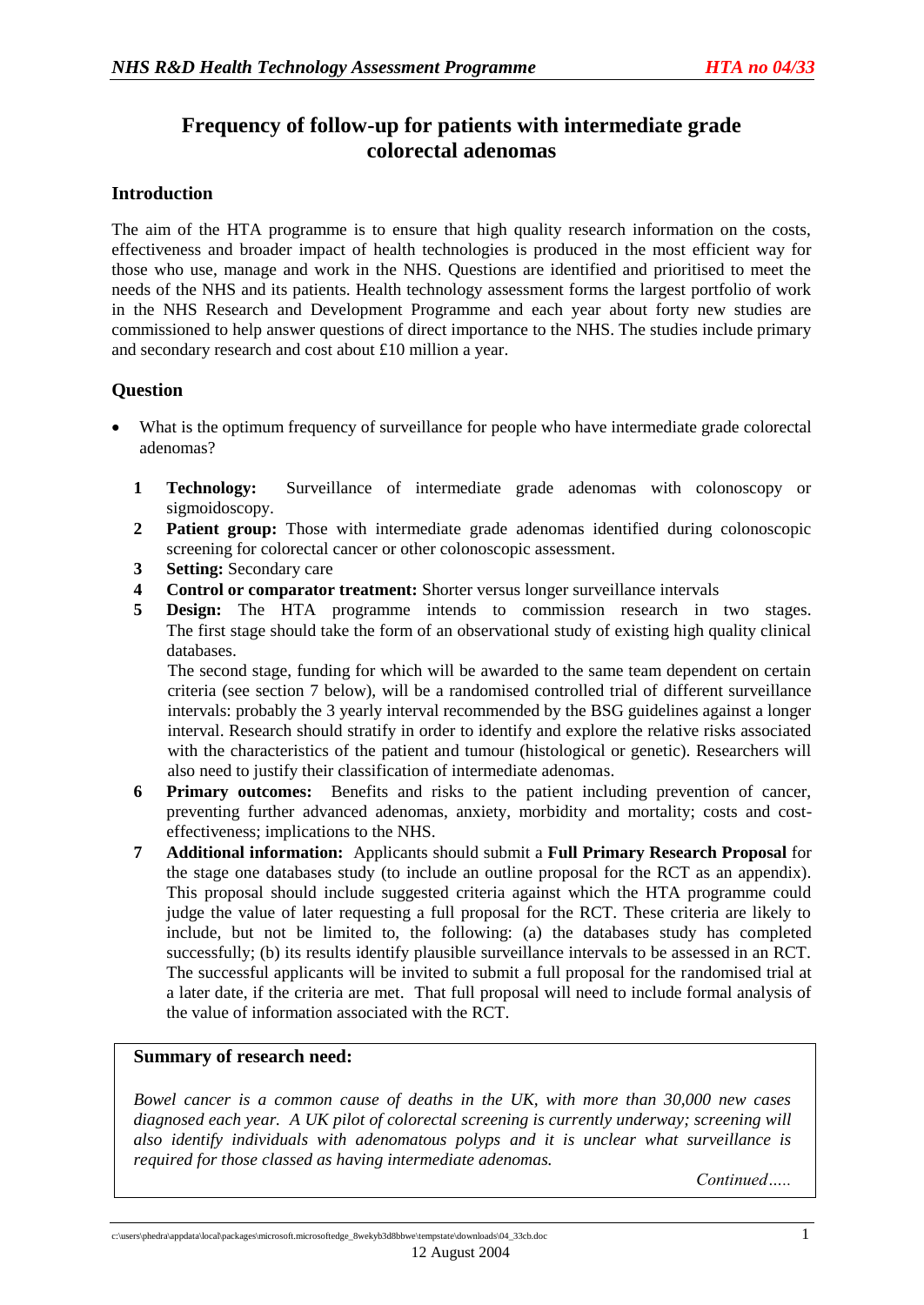# Frequency of follow-up for patients with intermediate grade colorectal adenomas

## Introduction

The aim of the HTA programme is to ensure that high quality research information on the costs, effectiveness and broader impact of health technologies is produced in the most efficient way for those who use, manage and work in the NHS. Questions are identified and prioritised to meet the needs of the NHS and its patients. Health technology assessment forms the largest portfolio of work in the NHS Research and Development Programme and each year about forty new studies are commissioned to help answer questions of direct importance to the NHS. The studies include primary and secondary research and cost about £10 million a year.

## Question

- What is the optimum frequency of surveillance for people who have intermediate grade colorectal adenomas?

1. **Technology:** Surveillance of intermediate grade adenomas with colonoscopy or sigmoidoscopy.
2. **Patient group:** Those with intermediate grade adenomas identified during colonoscopic screening for colorectal cancer or other colonoscopic assessment.
3. **Setting:** Secondary care
4. **Control or comparator treatment:** Shorter versus longer surveillance intervals
5. **Design:** The HTA programme intends to commission research in two stages. The first stage should take the form of an observational study of existing high quality clinical databases.

   The second stage, funding for which will be awarded to the same team dependent on certain criteria (see section 7 below), will be a randomised controlled trial of different surveillance intervals: probably the 3 yearly interval recommended by the BSG guidelines against a longer interval. Research should stratify in order to identify and explore the relative risks associated with the characteristics of the patient and tumour (histological or genetic). Researchers will also need to justify their classification of intermediate adenomas.
6. **Primary outcomes:** Benefits and risks to the patient including prevention of cancer, preventing further advanced adenomas, anxiety, morbidity and mortality; costs and cost-effectiveness; implications to the NHS.
7. **Additional information:** Applicants should submit a **Full Primary Research Proposal** for the stage one databases study (to include an outline proposal for the RCT as an appendix). This proposal should include suggested criteria against which the HTA programme could judge the value of later requesting a full proposal for the RCT. These criteria are likely to include, but not be limited to, the following: (a) the databases study has completed successfully; (b) its results identify plausible surveillance intervals to be assessed in an RCT. The successful applicants will be invited to submit a full proposal for the randomised trial at a later date, if the criteria are met. That full proposal will need to include formal analysis of the value of information associated with the RCT.

**Summary of research need:**

*Bowel cancer is a common cause of deaths in the UK, with more than 30,000 new cases diagnosed each year. A UK pilot of colorectal screening is currently underway; screening will also identify individuals with adenomatous polyps and it is unclear what surveillance is required for those classed as having intermediate adenomas.*

*Continued…..*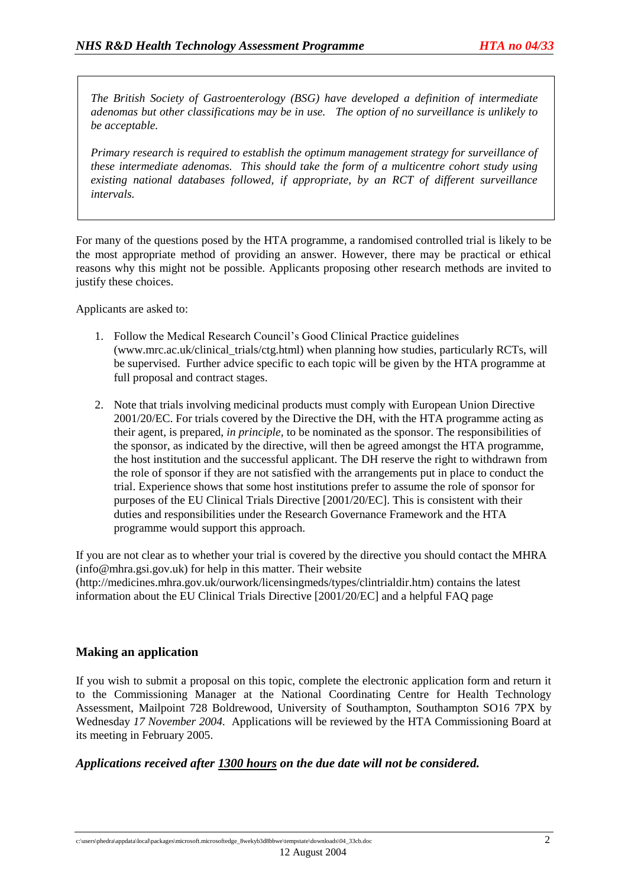*The British Society of Gastroenterology (BSG) have developed a definition of intermediate adenomas but other classifications may be in use. The option of no surveillance is unlikely to be acceptable.*

*Primary research is required to establish the optimum management strategy for surveillance of these intermediate adenomas. This should take the form of a multicentre cohort study using existing national databases followed, if appropriate, by an RCT of different surveillance intervals.*

For many of the questions posed by the HTA programme, a randomised controlled trial is likely to be the most appropriate method of providing an answer. However, there may be practical or ethical reasons why this might not be possible. Applicants proposing other research methods are invited to justify these choices.

Applicants are asked to:

1. Follow the Medical Research Council's Good Clinical Practice guidelines (www.mrc.ac.uk/clinical_trials/ctg.html) when planning how studies, particularly RCTs, will be supervised. Further advice specific to each topic will be given by the HTA programme at full proposal and contract stages.

2. Note that trials involving medicinal products must comply with European Union Directive 2001/20/EC. For trials covered by the Directive the DH, with the HTA programme acting as their agent, is prepared, *in principle*, to be nominated as the sponsor. The responsibilities of the sponsor, as indicated by the directive, will then be agreed amongst the HTA programme, the host institution and the successful applicant. The DH reserve the right to withdrawn from the role of sponsor if they are not satisfied with the arrangements put in place to conduct the trial. Experience shows that some host institutions prefer to assume the role of sponsor for purposes of the EU Clinical Trials Directive [2001/20/EC]. This is consistent with their duties and responsibilities under the Research Governance Framework and the HTA programme would support this approach.

If you are not clear as to whether your trial is covered by the directive you should contact the MHRA (info@mhra.gsi.gov.uk) for help in this matter. Their website (http://medicines.mhra.gov.uk/ourwork/licensingmeds/types/clintrialdir.htm) contains the latest information about the EU Clinical Trials Directive [2001/20/EC] and a helpful FAQ page

## Making an application

If you wish to submit a proposal on this topic, complete the electronic application form and return it to the Commissioning Manager at the National Coordinating Centre for Health Technology Assessment, Mailpoint 728 Boldrewood, University of Southampton, Southampton SO16 7PX by Wednesday *17 November 2004*. Applications will be reviewed by the HTA Commissioning Board at its meeting in February 2005.

***Applications received after 1300 hours on the due date will not be considered.***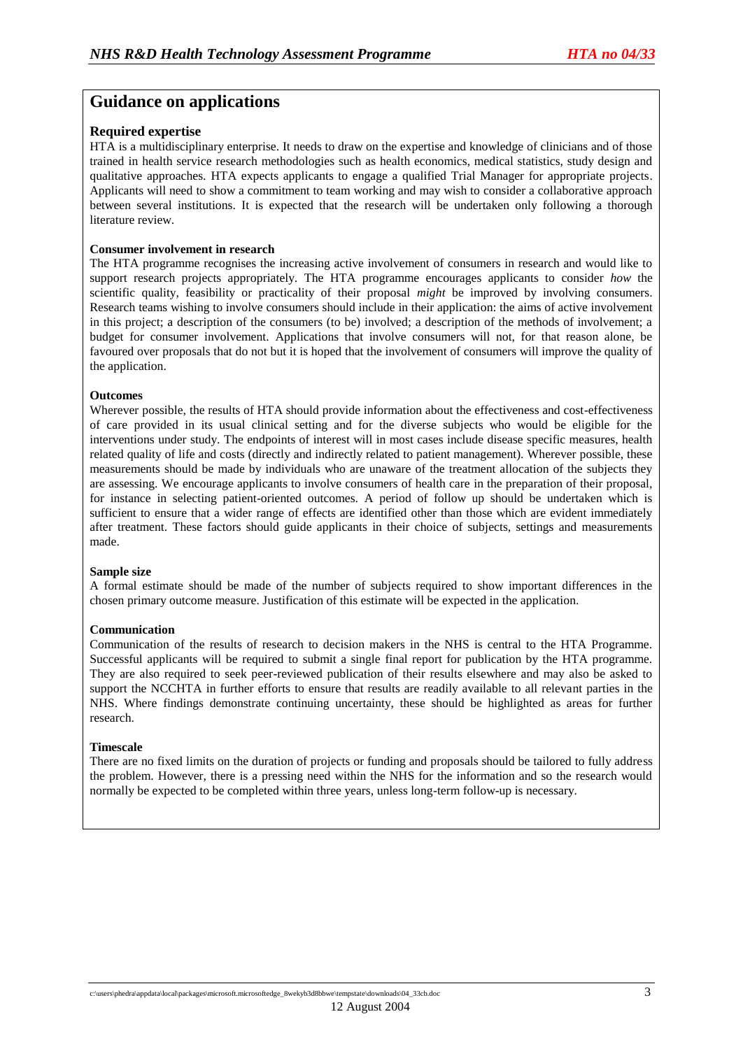## Guidance on applications

### Required expertise

HTA is a multidisciplinary enterprise. It needs to draw on the expertise and knowledge of clinicians and of those trained in health service research methodologies such as health economics, medical statistics, study design and qualitative approaches. HTA expects applicants to engage a qualified Trial Manager for appropriate projects. Applicants will need to show a commitment to team working and may wish to consider a collaborative approach between several institutions. It is expected that the research will be undertaken only following a thorough literature review.

**Consumer involvement in research**

The HTA programme recognises the increasing active involvement of consumers in research and would like to support research projects appropriately. The HTA programme encourages applicants to consider *how* the scientific quality, feasibility or practicality of their proposal *might* be improved by involving consumers. Research teams wishing to involve consumers should include in their application: the aims of active involvement in this project; a description of the consumers (to be) involved; a description of the methods of involvement; a budget for consumer involvement. Applications that involve consumers will not, for that reason alone, be favoured over proposals that do not but it is hoped that the involvement of consumers will improve the quality of the application.

**Outcomes**

Wherever possible, the results of HTA should provide information about the effectiveness and cost-effectiveness of care provided in its usual clinical setting and for the diverse subjects who would be eligible for the interventions under study. The endpoints of interest will in most cases include disease specific measures, health related quality of life and costs (directly and indirectly related to patient management). Wherever possible, these measurements should be made by individuals who are unaware of the treatment allocation of the subjects they are assessing. We encourage applicants to involve consumers of health care in the preparation of their proposal, for instance in selecting patient-oriented outcomes. A period of follow up should be undertaken which is sufficient to ensure that a wider range of effects are identified other than those which are evident immediately after treatment. These factors should guide applicants in their choice of subjects, settings and measurements made.

**Sample size**

A formal estimate should be made of the number of subjects required to show important differences in the chosen primary outcome measure. Justification of this estimate will be expected in the application.

**Communication**

Communication of the results of research to decision makers in the NHS is central to the HTA Programme. Successful applicants will be required to submit a single final report for publication by the HTA programme. They are also required to seek peer-reviewed publication of their results elsewhere and may also be asked to support the NCCHTA in further efforts to ensure that results are readily available to all relevant parties in the NHS. Where findings demonstrate continuing uncertainty, these should be highlighted as areas for further research.

**Timescale**

There are no fixed limits on the duration of projects or funding and proposals should be tailored to fully address the problem. However, there is a pressing need within the NHS for the information and so the research would normally be expected to be completed within three years, unless long-term follow-up is necessary.